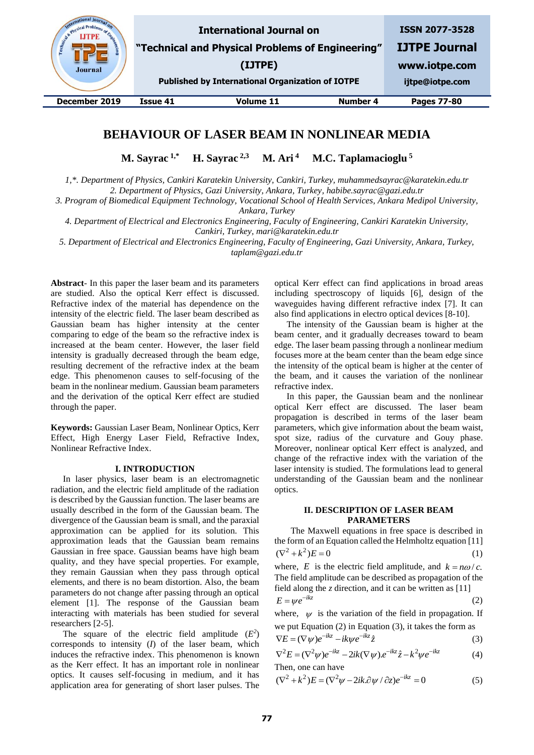# BEHAVIOUR OF LASER BEAM IN NONLINEAR MEDIA

**M. Sayrac [1,*] H. Sayrac [2,3] M. Ari [4] M.C. Taplamacioglu [5]**

*1,\*. Department of Physics, Cankiri Karatekin University, Cankiri, Turkey, muhammedsayrac@karatekin.edu.tr*
*2. Department of Physics, Gazi University, Ankara, Turkey, habibe.sayrac@gazi.edu.tr*
*3. Program of Biomedical Equipment Technology, Vocational School of Health Services, Ankara Medipol University, Ankara, Turkey*
*4. Department of Electrical and Electronics Engineering, Faculty of Engineering, Cankiri Karatekin University, Cankiri, Turkey, mari@karatekin.edu.tr*
*5. Department of Electrical and Electronics Engineering, Faculty of Engineering, Gazi University, Ankara, Turkey, taplam@gazi.edu.tr*

**Abstract-** In this paper the laser beam and its parameters are studied. Also the optical Kerr effect is discussed. Refractive index of the material has dependence on the intensity of the electric field. The laser beam described as Gaussian beam has higher intensity at the center comparing to edge of the beam so the refractive index is increased at the beam center. However, the laser field intensity is gradually decreased through the beam edge, resulting decrement of the refractive index at the beam edge. This phenomenon causes to self-focusing of the beam in the nonlinear medium. Gaussian beam parameters and the derivation of the optical Kerr effect are studied through the paper.

**Keywords:** Gaussian Laser Beam, Nonlinear Optics, Kerr Effect, High Energy Laser Field, Refractive Index, Nonlinear Refractive Index.

## I. INTRODUCTION

In laser physics, laser beam is an electromagnetic radiation, and the electric field amplitude of the radiation is described by the Gaussian function. The laser beams are usually described in the form of the Gaussian beam. The divergence of the Gaussian beam is small, and the paraxial approximation can be applied for its solution. This approximation leads that the Gaussian beam remains Gaussian in free space. Gaussian beams have high beam quality, and they have special properties. For example, they remain Gaussian when they pass through optical elements, and there is no beam distortion. Also, the beam parameters do not change after passing through an optical element [1]. The response of the Gaussian beam interacting with materials has been studied for several researchers [2-5].

The square of the electric field amplitude ($E^2$) corresponds to intensity ($I$) of the laser beam, which induces the refractive index. This phenomenon is known as the Kerr effect. It has an important role in nonlinear optics. It causes self-focusing in medium, and it has application area for generating of short laser pulses. The optical Kerr effect can find applications in broad areas including spectroscopy of liquids [6], design of the waveguides having different refractive index [7]. It can also find applications in electro optical devices [8-10].

The intensity of the Gaussian beam is higher at the beam center, and it gradually decreases toward to beam edge. The laser beam passing through a nonlinear medium focuses more at the beam center than the beam edge since the intensity of the optical beam is higher at the center of the beam, and it causes the variation of the nonlinear refractive index.

In this paper, the Gaussian beam and the nonlinear optical Kerr effect are discussed. The laser beam propagation is described in terms of the laser beam parameters, which give information about the beam waist, spot size, radius of the curvature and Gouy phase. Moreover, nonlinear optical Kerr effect is analyzed, and change of the refractive index with the variation of the laser intensity is studied. The formulations lead to general understanding of the Gaussian beam and the nonlinear optics.

## II. DESCRIPTION OF LASER BEAM PARAMETERS

The Maxwell equations in free space is described in the form of an Equation called the Helmholtz equation [11]

$$(\nabla^2 + k^2)E = 0 \tag{1}$$

where, $E$ is the electric field amplitude, and $k = n\omega / c$. The field amplitude can be described as propagation of the field along the $z$ direction, and it can be written as [11]

$$E = \psi e^{-ikz} \tag{2}$$

where, $\psi$ is the variation of the field in propagation. If we put Equation (2) in Equation (3), it takes the form as

$$\nabla E = (\nabla \psi)e^{-ikz} - ik\psi e^{-ikz}\hat{z} \tag{3}$$

$$\nabla^2 E = (\nabla^2 \psi)e^{-ikz} - 2ik(\nabla \psi).e^{-ikz}\hat{z} - k^2 \psi e^{-ikz} \tag{4}$$

Then, one can have

$$(\nabla^2 + k^2)E = (\nabla^2 \psi - 2ik.\partial \psi / \partial z)e^{-ikz} = 0 \tag{5}$$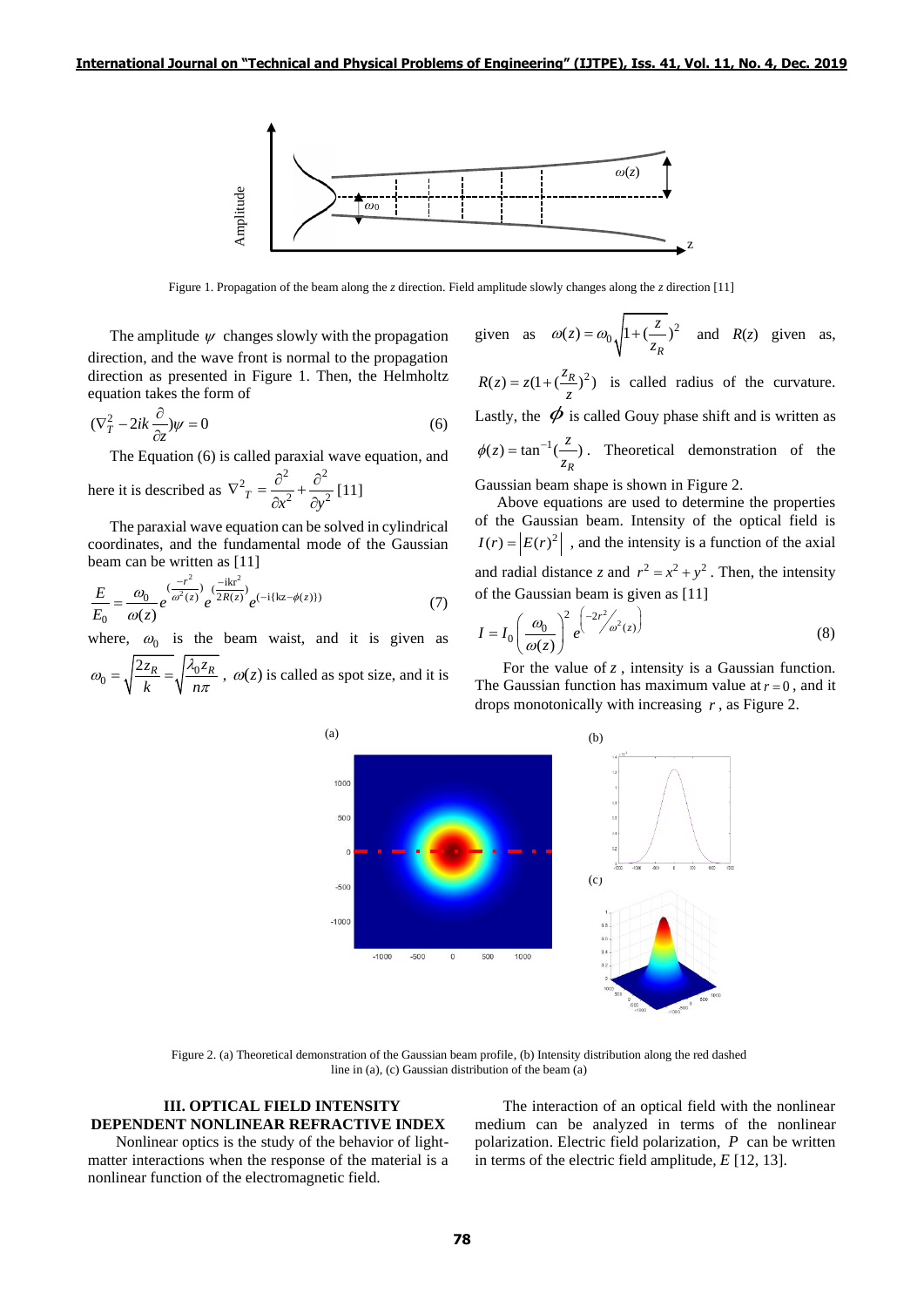Figure 1. Propagation of the beam along the *z* direction. Field amplitude slowly changes along the *z* direction [11]

The amplitude $\psi$ changes slowly with the propagation direction, and the wave front is normal to the propagation direction as presented in Figure 1. Then, the Helmholtz equation takes the form of

$$(\nabla_T^2 - 2ik\frac{\partial}{\partial z})\psi = 0 \tag{6}$$

The Equation (6) is called paraxial wave equation, and here it is described as $\nabla^2{}_T = \frac{\partial^2}{\partial x^2} + \frac{\partial^2}{\partial y^2}$ [11]

The paraxial wave equation can be solved in cylindrical coordinates, and the fundamental mode of the Gaussian beam can be written as [11]

$$\frac{E}{E_0} = \frac{\omega_0}{\omega(z)} e^{(\frac{-r^2}{\omega^2(z)})} e^{(\frac{-ikr^2}{2R(z)})} e^{(-i\{kz - \phi(z)\})} \tag{7}$$

where, $\omega_0$ is the beam waist, and it is given as $\omega_0 = \sqrt{\frac{2z_R}{k}} = \sqrt{\frac{\lambda_0 z_R}{n\pi}}$, $\omega(z)$ is called as spot size, and it is given as $\omega(z) = \omega_0 \sqrt{1 + (\frac{z}{z_R})^2}$ and $R(z)$ given as, $R(z) = z(1 + (\frac{z_R}{z})^2)$ is called radius of the curvature. Lastly, the $\phi$ is called Gouy phase shift and is written as $\phi(z) = \tan^{-1}(\frac{z}{z_R})$. Theoretical demonstration of the Gaussian beam shape is shown in Figure 2.

Above equations are used to determine the properties of the Gaussian beam. Intensity of the optical field is $I(r) = |E(r)^2|$, and the intensity is a function of the axial and radial distance $z$ and $r^2 = x^2 + y^2$. Then, the intensity of the Gaussian beam is given as [11]

$$I = I_0 \left(\frac{\omega_0}{\omega(z)}\right)^2 e^{\left(-2r^2/\omega^2(z)\right)} \tag{8}$$

For the value of $z$, intensity is a Gaussian function. The Gaussian function has maximum value at $r = 0$, and it drops monotonically with increasing $r$, as Figure 2.

Figure 2. (a) Theoretical demonstration of the Gaussian beam profile, (b) Intensity distribution along the red dashed line in (a), (c) Gaussian distribution of the beam (a)

## III. OPTICAL FIELD INTENSITY DEPENDENT NONLINEAR REFRACTIVE INDEX

Nonlinear optics is the study of the behavior of light-matter interactions when the response of the material is a nonlinear function of the electromagnetic field.

The interaction of an optical field with the nonlinear medium can be analyzed in terms of the nonlinear polarization. Electric field polarization, $P$ can be written in terms of the electric field amplitude, $E$ [12, 13].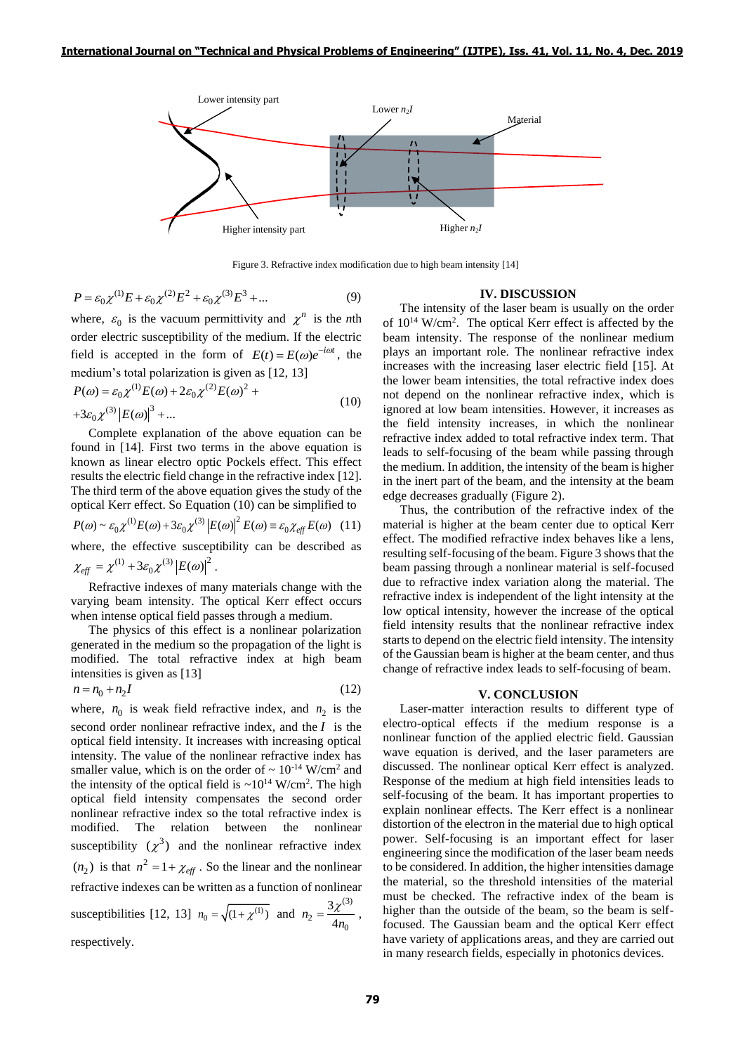Figure 3. Refractive index modification due to high beam intensity [14]

$$P = \varepsilon_0 \chi^{(1)} E + \varepsilon_0 \chi^{(2)} E^2 + \varepsilon_0 \chi^{(3)} E^3 + ... \quad (9)$$

where, $\varepsilon_0$ is the vacuum permittivity and $\chi^n$ is the *n*th order electric susceptibility of the medium. If the electric field is accepted in the form of $E(t) = E(\omega)e^{-i\omega t}$, the medium's total polarization is given as [12, 13]

$$P(\omega) = \varepsilon_0 \chi^{(1)} E(\omega) + 2\varepsilon_0 \chi^{(2)} E(\omega)^2 + +3\varepsilon_0 \chi^{(3)} |E(\omega)|^3 + ... \quad (10)$$

Complete explanation of the above equation can be found in [14]. First two terms in the above equation is known as linear electro optic Pockels effect. This effect results the electric field change in the refractive index [12]. The third term of the above equation gives the study of the optical Kerr effect. So Equation (10) can be simplified to

$$P(\omega) \sim \varepsilon_0 \chi^{(1)} E(\omega) + 3\varepsilon_0 \chi^{(3)} |E(\omega)|^2 E(\omega) \equiv \varepsilon_0 \chi_{eff} E(\omega) \quad (11)$$

where, the effective susceptibility can be described as $\chi_{eff} = \chi^{(1)} + 3\varepsilon_0 \chi^{(3)} |E(\omega)|^2$.

Refractive indexes of many materials change with the varying beam intensity. The optical Kerr effect occurs when intense optical field passes through a medium.

The physics of this effect is a nonlinear polarization generated in the medium so the propagation of the light is modified. The total refractive index at high beam intensities is given as [13]

$$n = n_0 + n_2 I \quad (12)$$

where, $n_0$ is weak field refractive index, and $n_2$ is the second order nonlinear refractive index, and the $I$ is the optical field intensity. It increases with increasing optical intensity. The value of the nonlinear refractive index has smaller value, which is on the order of ~ $10^{-14}$ W/cm$^2$ and the intensity of the optical field is ~$10^{14}$ W/cm$^2$. The high optical field intensity compensates the second order nonlinear refractive index so the total refractive index is modified. The relation between the nonlinear susceptibility $(\chi^3)$ and the nonlinear refractive index $(n_2)$ is that $n^2 = 1 + \chi_{eff}$. So the linear and the nonlinear refractive indexes can be written as a function of nonlinear susceptibilities [12, 13] $n_0 = \sqrt{(1 + \chi^{(1)})}$ and $n_2 = \dfrac{3\chi^{(3)}}{4n_0}$, respectively.

## IV. DISCUSSION

The intensity of the laser beam is usually on the order of $10^{14}$ W/cm$^2$. The optical Kerr effect is affected by the beam intensity. The response of the nonlinear medium plays an important role. The nonlinear refractive index increases with the increasing laser electric field [15]. At the lower beam intensities, the total refractive index does not depend on the nonlinear refractive index, which is ignored at low beam intensities. However, it increases as the field intensity increases, in which the nonlinear refractive index added to total refractive index term. That leads to self-focusing of the beam while passing through the medium. In addition, the intensity of the beam is higher in the inert part of the beam, and the intensity at the beam edge decreases gradually (Figure 2).

Thus, the contribution of the refractive index of the material is higher at the beam center due to optical Kerr effect. The modified refractive index behaves like a lens, resulting self-focusing of the beam. Figure 3 shows that the beam passing through a nonlinear material is self-focused due to refractive index variation along the material. The refractive index is independent of the light intensity at the low optical intensity, however the increase of the optical field intensity results that the nonlinear refractive index starts to depend on the electric field intensity. The intensity of the Gaussian beam is higher at the beam center, and thus change of refractive index leads to self-focusing of beam.

## V. CONCLUSION

Laser-matter interaction results to different type of electro-optical effects if the medium response is a nonlinear function of the applied electric field. Gaussian wave equation is derived, and the laser parameters are discussed. The nonlinear optical Kerr effect is analyzed. Response of the medium at high field intensities leads to self-focusing of the beam. It has important properties to explain nonlinear effects. The Kerr effect is a nonlinear distortion of the electron in the material due to high optical power. Self-focusing is an important effect for laser engineering since the modification of the laser beam needs to be considered. In addition, the higher intensities damage the material, so the threshold intensities of the material must be checked. The refractive index of the beam is higher than the outside of the beam, so the beam is self-focused. The Gaussian beam and the optical Kerr effect have variety of applications areas, and they are carried out in many research fields, especially in photonics devices.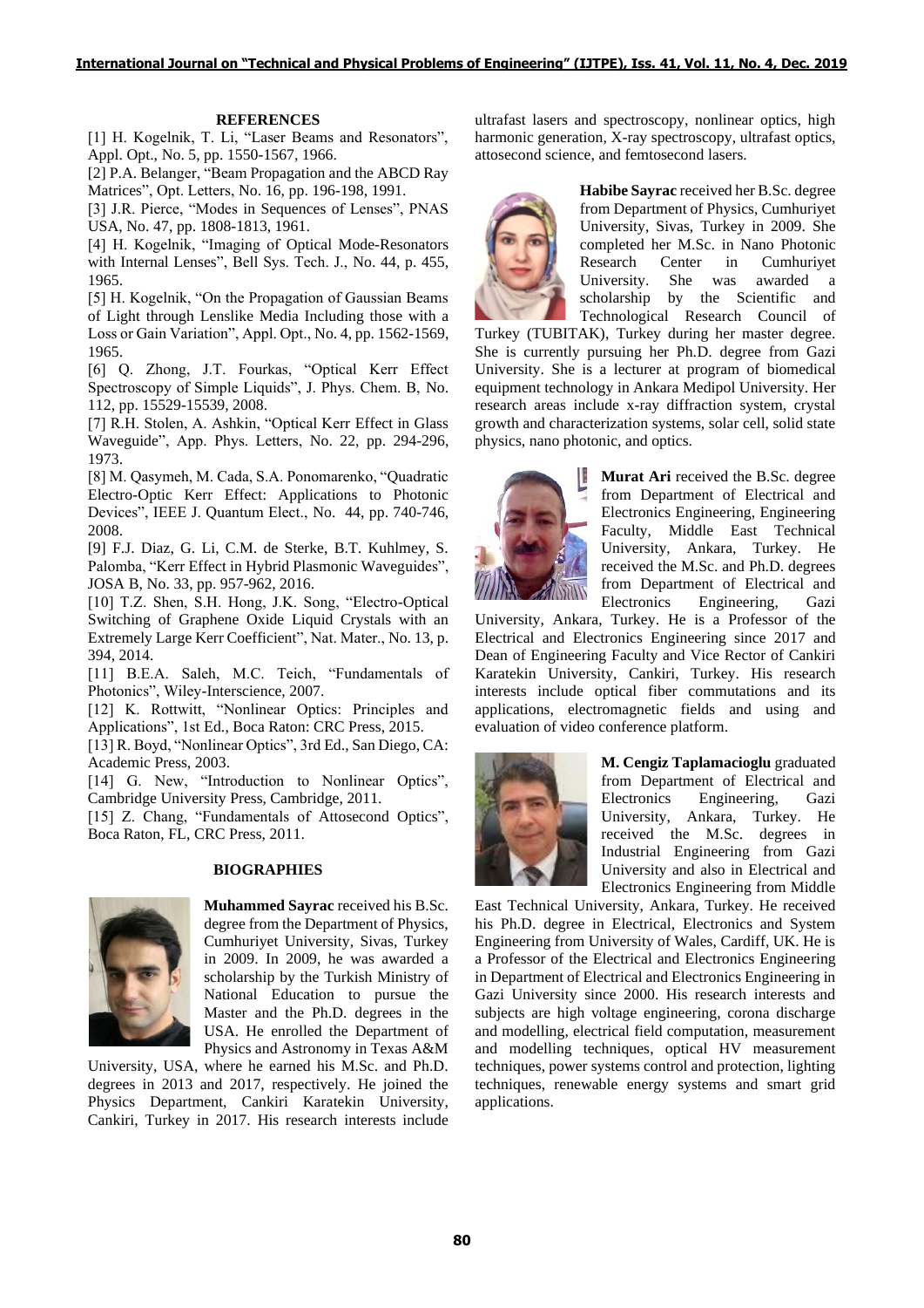## REFERENCES

[1] H. Kogelnik, T. Li, "Laser Beams and Resonators", Appl. Opt., No. 5, pp. 1550-1567, 1966.

[2] P.A. Belanger, "Beam Propagation and the ABCD Ray Matrices", Opt. Letters, No. 16, pp. 196-198, 1991.

[3] J.R. Pierce, "Modes in Sequences of Lenses", PNAS USA, No. 47, pp. 1808-1813, 1961.

[4] H. Kogelnik, "Imaging of Optical Mode-Resonators with Internal Lenses", Bell Sys. Tech. J., No. 44, p. 455, 1965.

[5] H. Kogelnik, "On the Propagation of Gaussian Beams of Light through Lenslike Media Including those with a Loss or Gain Variation", Appl. Opt., No. 4, pp. 1562-1569, 1965.

[6] Q. Zhong, J.T. Fourkas, "Optical Kerr Effect Spectroscopy of Simple Liquids", J. Phys. Chem. B, No. 112, pp. 15529-15539, 2008.

[7] R.H. Stolen, A. Ashkin, "Optical Kerr Effect in Glass Waveguide", App. Phys. Letters, No. 22, pp. 294-296, 1973.

[8] M. Qasymeh, M. Cada, S.A. Ponomarenko, "Quadratic Electro-Optic Kerr Effect: Applications to Photonic Devices", IEEE J. Quantum Elect., No. 44, pp. 740-746, 2008.

[9] F.J. Diaz, G. Li, C.M. de Sterke, B.T. Kuhlmey, S. Palomba, "Kerr Effect in Hybrid Plasmonic Waveguides", JOSA B, No. 33, pp. 957-962, 2016.

[10] T.Z. Shen, S.H. Hong, J.K. Song, "Electro-Optical Switching of Graphene Oxide Liquid Crystals with an Extremely Large Kerr Coefficient", Nat. Mater., No. 13, p. 394, 2014.

[11] B.E.A. Saleh, M.C. Teich, "Fundamentals of Photonics", Wiley-Interscience, 2007.

[12] K. Rottwitt, "Nonlinear Optics: Principles and Applications", 1st Ed., Boca Raton: CRC Press, 2015.

[13] R. Boyd, "Nonlinear Optics", 3rd Ed., San Diego, CA: Academic Press, 2003.

[14] G. New, "Introduction to Nonlinear Optics", Cambridge University Press, Cambridge, 2011.

[15] Z. Chang, "Fundamentals of Attosecond Optics", Boca Raton, FL, CRC Press, 2011.

## BIOGRAPHIES

**Muhammed Sayrac** received his B.Sc. degree from the Department of Physics, Cumhuriyet University, Sivas, Turkey in 2009. In 2009, he was awarded a scholarship by the Turkish Ministry of National Education to pursue the Master and the Ph.D. degrees in the USA. He enrolled the Department of Physics and Astronomy in Texas A&M University, USA, where he earned his M.Sc. and Ph.D. degrees in 2013 and 2017, respectively. He joined the Physics Department, Cankiri Karatekin University, Cankiri, Turkey in 2017. His research interests include ultrafast lasers and spectroscopy, nonlinear optics, high harmonic generation, X-ray spectroscopy, ultrafast optics, attosecond science, and femtosecond lasers.

**Habibe Sayrac** received her B.Sc. degree from Department of Physics, Cumhuriyet University, Sivas, Turkey in 2009. She completed her M.Sc. in Nano Photonic Research Center in Cumhuriyet University. She was awarded a scholarship by the Scientific and Technological Research Council of Turkey (TUBITAK), Turkey during her master degree. She is currently pursuing her Ph.D. degree from Gazi University. She is a lecturer at program of biomedical equipment technology in Ankara Medipol University. Her research areas include x-ray diffraction system, crystal growth and characterization systems, solar cell, solid state physics, nano photonic, and optics.

**Murat Ari** received the B.Sc. degree from Department of Electrical and Electronics Engineering, Engineering Faculty, Middle East Technical University, Ankara, Turkey. He received the M.Sc. and Ph.D. degrees from Department of Electrical and Electronics Engineering, Gazi University, Ankara, Turkey. He is a Professor of the Electrical and Electronics Engineering since 2017 and Dean of Engineering Faculty and Vice Rector of Cankiri Karatekin University, Cankiri, Turkey. His research interests include optical fiber commutations and its applications, electromagnetic fields and using and evaluation of video conference platform.

**M. Cengiz Taplamacioglu** graduated from Department of Electrical and Electronics Engineering, Gazi University, Ankara, Turkey. He received the M.Sc. degrees in Industrial Engineering from Gazi University and also in Electrical and Electronics Engineering from Middle East Technical University, Ankara, Turkey. He received his Ph.D. degree in Electrical, Electronics and System Engineering from University of Wales, Cardiff, UK. He is a Professor of the Electrical and Electronics Engineering in Department of Electrical and Electronics Engineering in Gazi University since 2000. His research interests and subjects are high voltage engineering, corona discharge and modelling, electrical field computation, measurement and modelling techniques, optical HV measurement techniques, power systems control and protection, lighting techniques, renewable energy systems and smart grid applications.